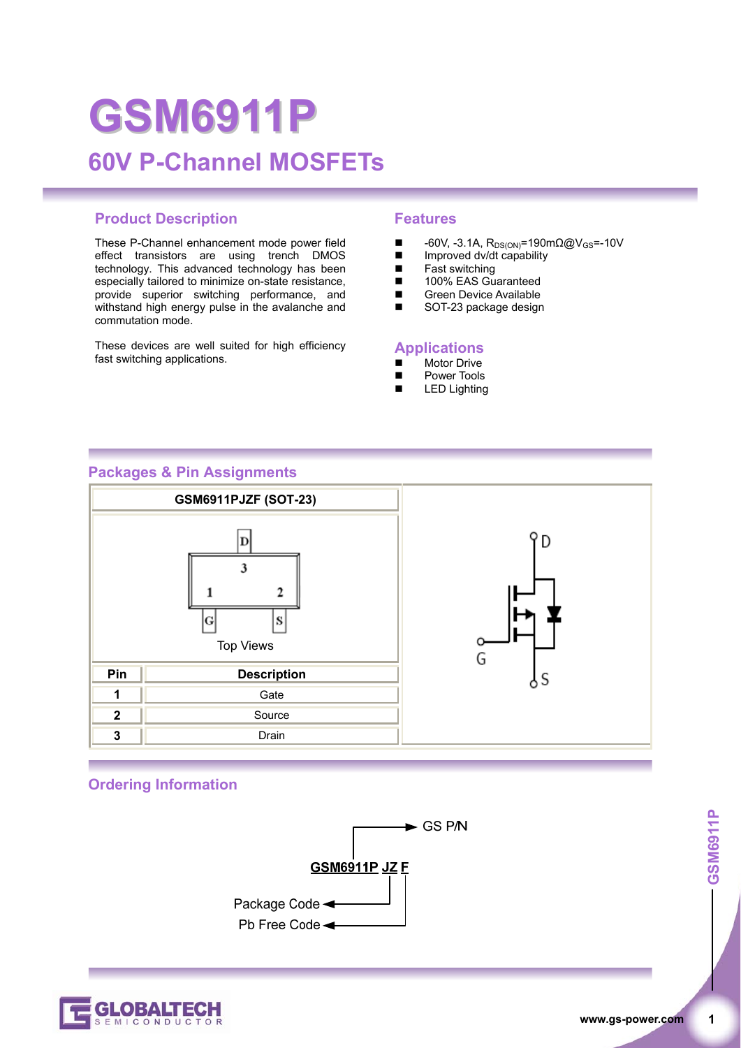# GSM6911P

## 60V P-Channel MOSFETs

### Product Description

These P-Channel enhancement mode power field effect transistors are using trench DMOS technology. This advanced technology has been especially tailored to minimize on-state resistance, provide superior switching performance, and withstand high energy pulse in the avalanche and commutation mode.

These devices are well suited for high efficiency fast switching applications.

### Features

- -60V, -3.1A, $R_{DS(ON)}$=190mΩ@$V_{GS}$=-10V
- Improved dv/dt capability
- Fast switching
- 100% EAS Guaranteed
- Green Device Available
- SOT-23 package design

### Applications

- Motor Drive
- Power Tools
- LED Lighting

### Packages & Pin Assignments

**GSM6911PJZF (SOT-23)**

Top Views

| Pin | Description |
|---|---|
| 1 | Gate |
| 2 | Source |
| 3 | Drain |

### Ordering Information

**GSM6911P JZ F**

- GSM6911P → GS P/N
- JZ → Package Code
- F → Pb Free Code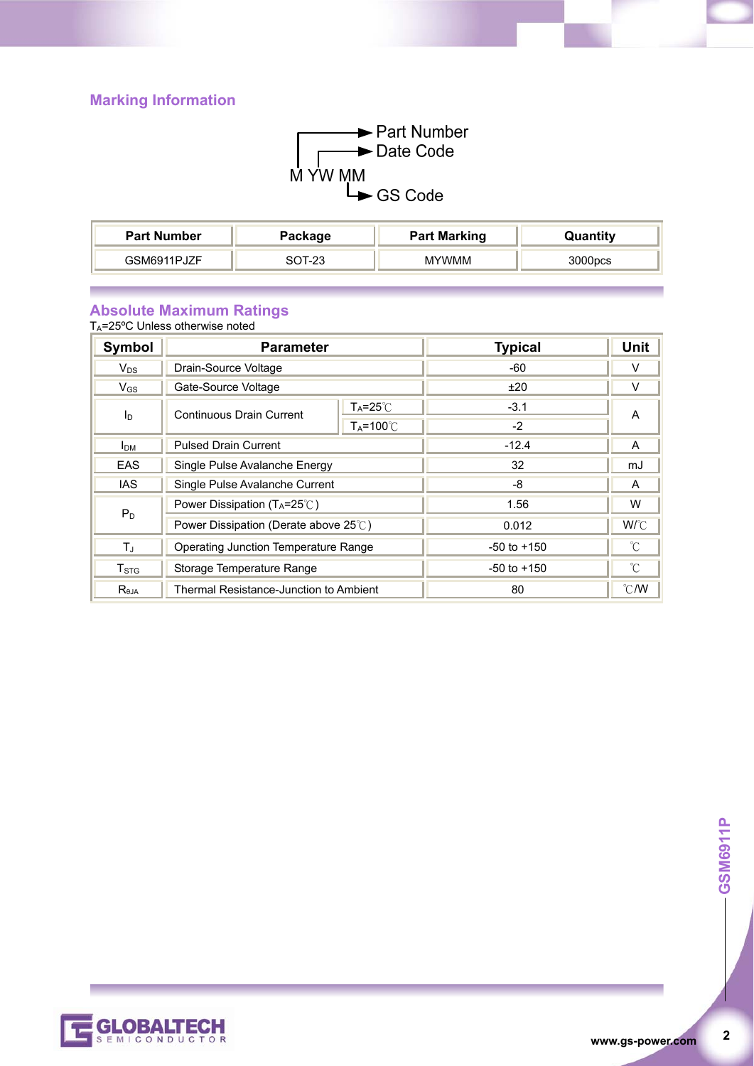## Marking Information

M YW MM

- M → Part Number
- YW → Date Code
- MM → GS Code

| Part Number | Package | Part Marking | Quantity |
|---|---|---|---|
| GSM6911PJZF | SOT-23 | MYWMM | 3000pcs |

## Absolute Maximum Ratings

$T_A$=25ºC Unless otherwise noted

| Symbol | Parameter | | Typical | Unit |
|---|---|---|---|---|
| $V_{DS}$ | Drain-Source Voltage | | -60 | V |
| $V_{GS}$ | Gate-Source Voltage | | ±20 | V |
| $I_D$ | Continuous Drain Current | $T_A$=25℃ | -3.1 | A |
| | | $T_A$=100℃ | -2 | |
| $I_{DM}$ | Pulsed Drain Current | | -12.4 | A |
| EAS | Single Pulse Avalanche Energy | | 32 | mJ |
| IAS | Single Pulse Avalanche Current | | -8 | A |
| $P_D$ | Power Dissipation ($T_A$=25℃) | | 1.56 | W |
| | Power Dissipation (Derate above 25℃) | | 0.012 | W/℃ |
| $T_J$ | Operating Junction Temperature Range | | -50 to +150 | ℃ |
| $T_{STG}$ | Storage Temperature Range | | -50 to +150 | ℃ |
| $R_{\theta JA}$ | Thermal Resistance-Junction to Ambient | | 80 | ℃/W |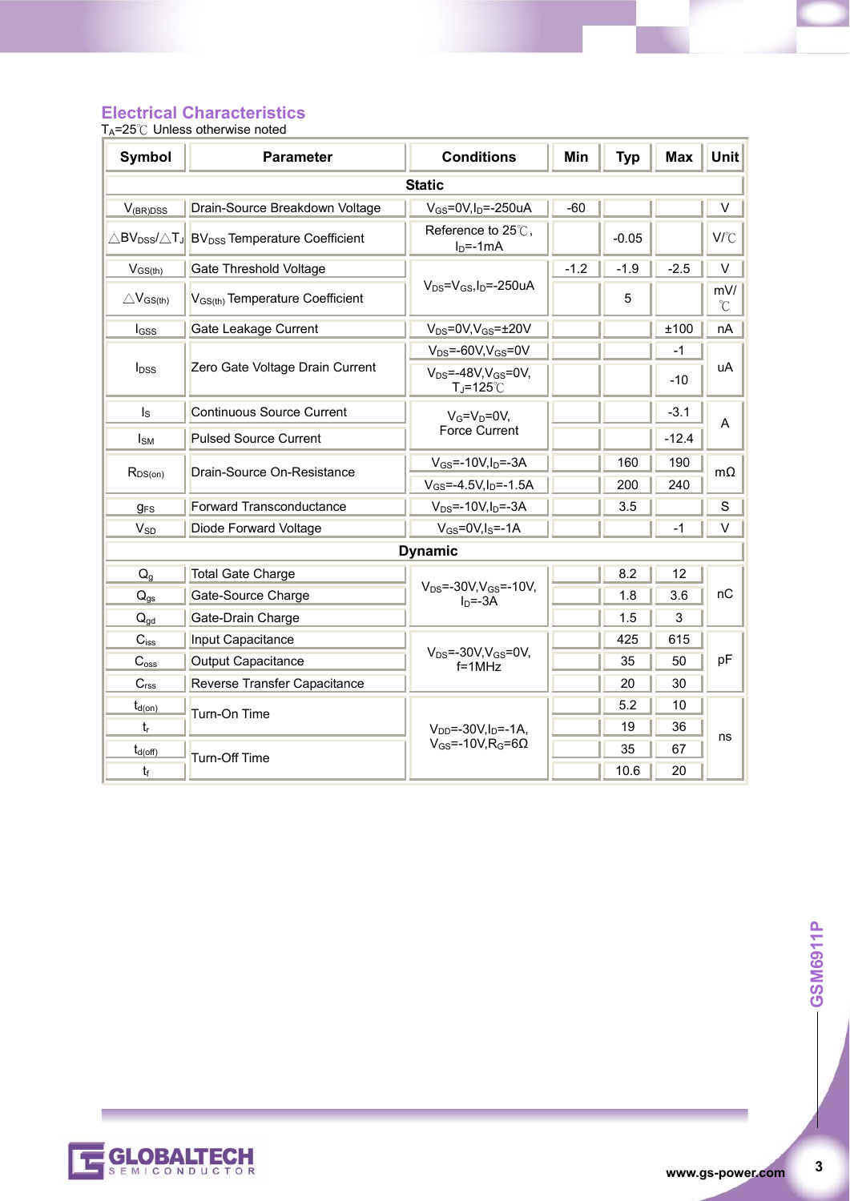## Electrical Characteristics

$T_A$=25℃ Unless otherwise noted

| Symbol | Parameter | Conditions | Min | Typ | Max | Unit |
|---|---|---|---|---|---|---|
| **Static** | | | | | | |
| $V_{(BR)DSS}$ | Drain-Source Breakdown Voltage | $V_{GS}$=0V,$I_D$=-250uA | -60 | | | V |
| $\triangle BV_{DSS}/\triangle T_J$ | $BV_{DSS}$ Temperature Coefficient | Reference to 25℃, $I_D$=-1mA | | -0.05 | | V/℃ |
| $V_{GS(th)}$ | Gate Threshold Voltage | $V_{DS}$=$V_{GS}$,$I_D$=-250uA | -1.2 | -1.9 | -2.5 | V |
| $\triangle V_{GS(th)}$ | $V_{GS(th)}$ Temperature Coefficient | $V_{DS}$=$V_{GS}$,$I_D$=-250uA | | 5 | | mV/℃ |
| $I_{GSS}$ | Gate Leakage Current | $V_{DS}$=0V,$V_{GS}$=±20V | | | ±100 | nA |
| $I_{DSS}$ | Zero Gate Voltage Drain Current | $V_{DS}$=-60V,$V_{GS}$=0V | | | -1 | uA |
| | | $V_{DS}$=-48V,$V_{GS}$=0V, $T_J$=125℃ | | | -10 | uA |
| $I_S$ | Continuous Source Current | $V_G$=$V_D$=0V, Force Current | | | -3.1 | A |
| $I_{SM}$ | Pulsed Source Current | $V_G$=$V_D$=0V, Force Current | | | -12.4 | A |
| $R_{DS(on)}$ | Drain-Source On-Resistance | $V_{GS}$=-10V,$I_D$=-3A | | 160 | 190 | mΩ |
| | | $V_{GS}$=-4.5V,$I_D$=-1.5A | | 200 | 240 | mΩ |
| $g_{FS}$ | Forward Transconductance | $V_{DS}$=-10V,$I_D$=-3A | | 3.5 | | S |
| $V_{SD}$ | Diode Forward Voltage | $V_{GS}$=0V,$I_S$=-1A | | | -1 | V |
| **Dynamic** | | | | | | |
| $Q_g$ | Total Gate Charge | $V_{DS}$=-30V,$V_{GS}$=-10V, $I_D$=-3A | | 8.2 | 12 | nC |
| $Q_{gs}$ | Gate-Source Charge | $V_{DS}$=-30V,$V_{GS}$=-10V, $I_D$=-3A | | 1.8 | 3.6 | nC |
| $Q_{gd}$ | Gate-Drain Charge | $V_{DS}$=-30V,$V_{GS}$=-10V, $I_D$=-3A | | 1.5 | 3 | nC |
| $C_{iss}$ | Input Capacitance | $V_{DS}$=-30V,$V_{GS}$=0V, f=1MHz | | 425 | 615 | pF |
| $C_{oss}$ | Output Capacitance | $V_{DS}$=-30V,$V_{GS}$=0V, f=1MHz | | 35 | 50 | pF |
| $C_{rss}$ | Reverse Transfer Capacitance | $V_{DS}$=-30V,$V_{GS}$=0V, f=1MHz | | 20 | 30 | pF |
| $t_{d(on)}$ | Turn-On Time | $V_{DD}$=-30V,$I_D$=-1A, $V_{GS}$=-10V,$R_G$=6Ω | | 5.2 | 10 | ns |
| $t_r$ | Turn-On Time | $V_{DD}$=-30V,$I_D$=-1A, $V_{GS}$=-10V,$R_G$=6Ω | | 19 | 36 | ns |
| $t_{d(off)}$ | Turn-Off Time | $V_{DD}$=-30V,$I_D$=-1A, $V_{GS}$=-10V,$R_G$=6Ω | | 35 | 67 | ns |
| $t_f$ | Turn-Off Time | $V_{DD}$=-30V,$I_D$=-1A, $V_{GS}$=-10V,$R_G$=6Ω | | 10.6 | 20 | ns |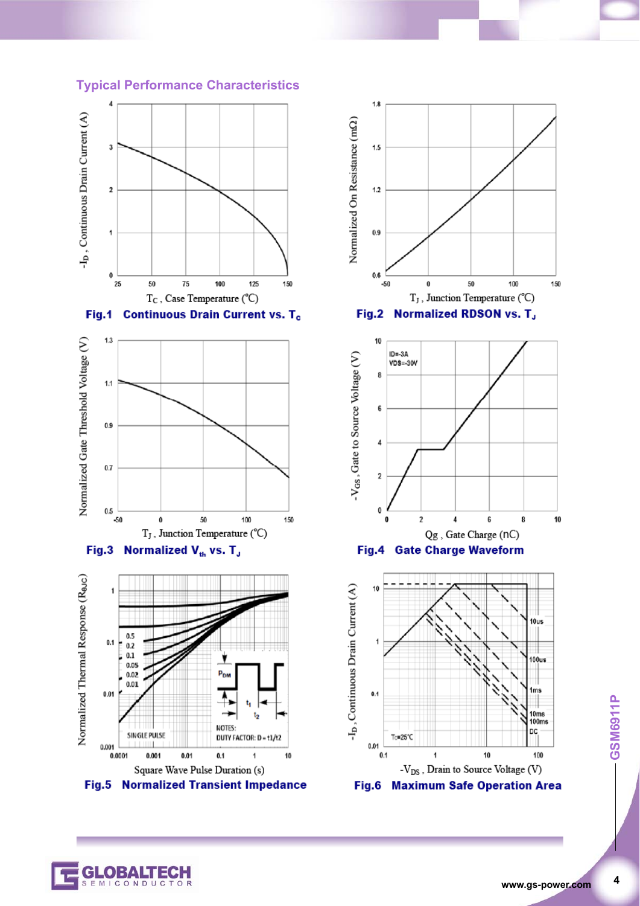## Typical Performance Characteristics

**Fig.1 Continuous Drain Current vs. $T_c$**

**Fig.2 Normalized RDSON vs. $T_J$**

**Fig.3 Normalized $V_{th}$ vs. $T_J$**

**Fig.4 Gate Charge Waveform**

**Fig.5 Normalized Transient Impedance**

**Fig.6 Maximum Safe Operation Area**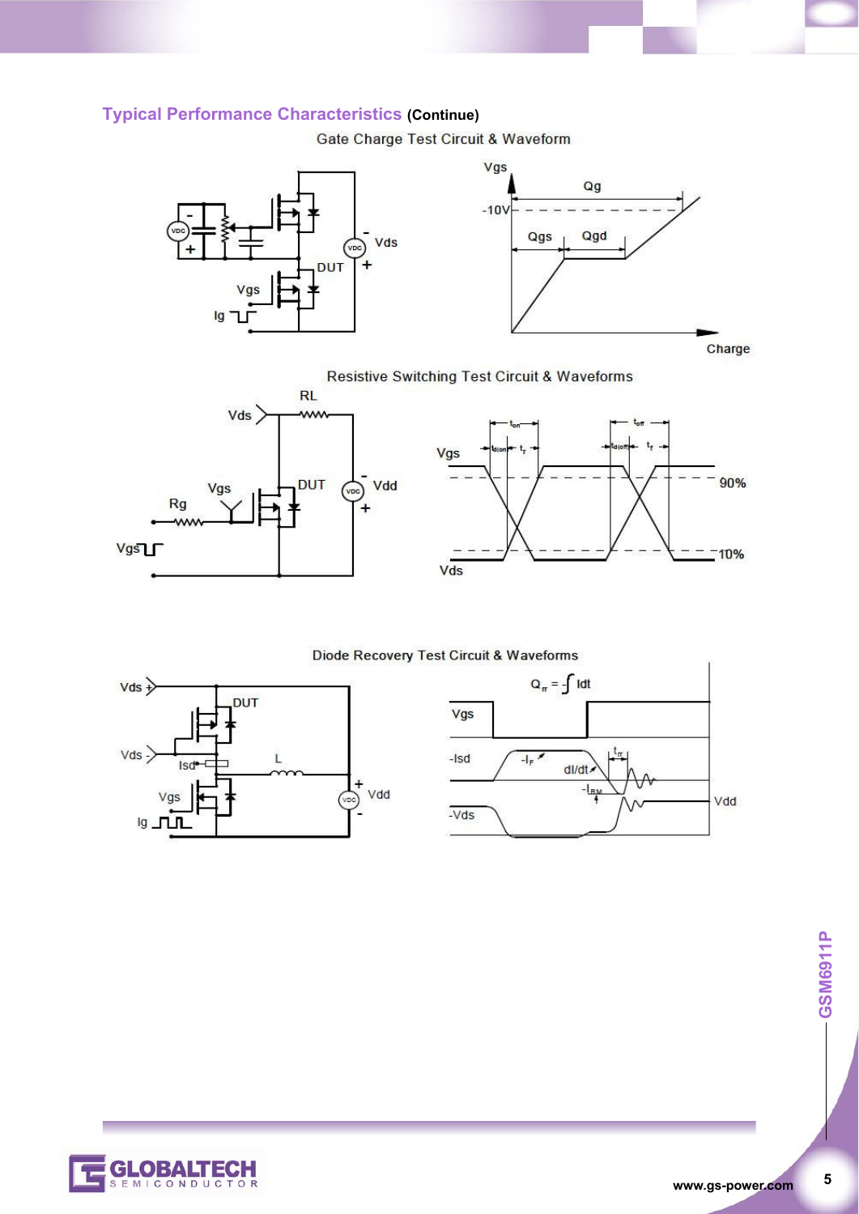## Typical Performance Characteristics (Continue)

Gate Charge Test Circuit & Waveform

Resistive Switching Test Circuit & Waveforms

Diode Recovery Test Circuit & Waveforms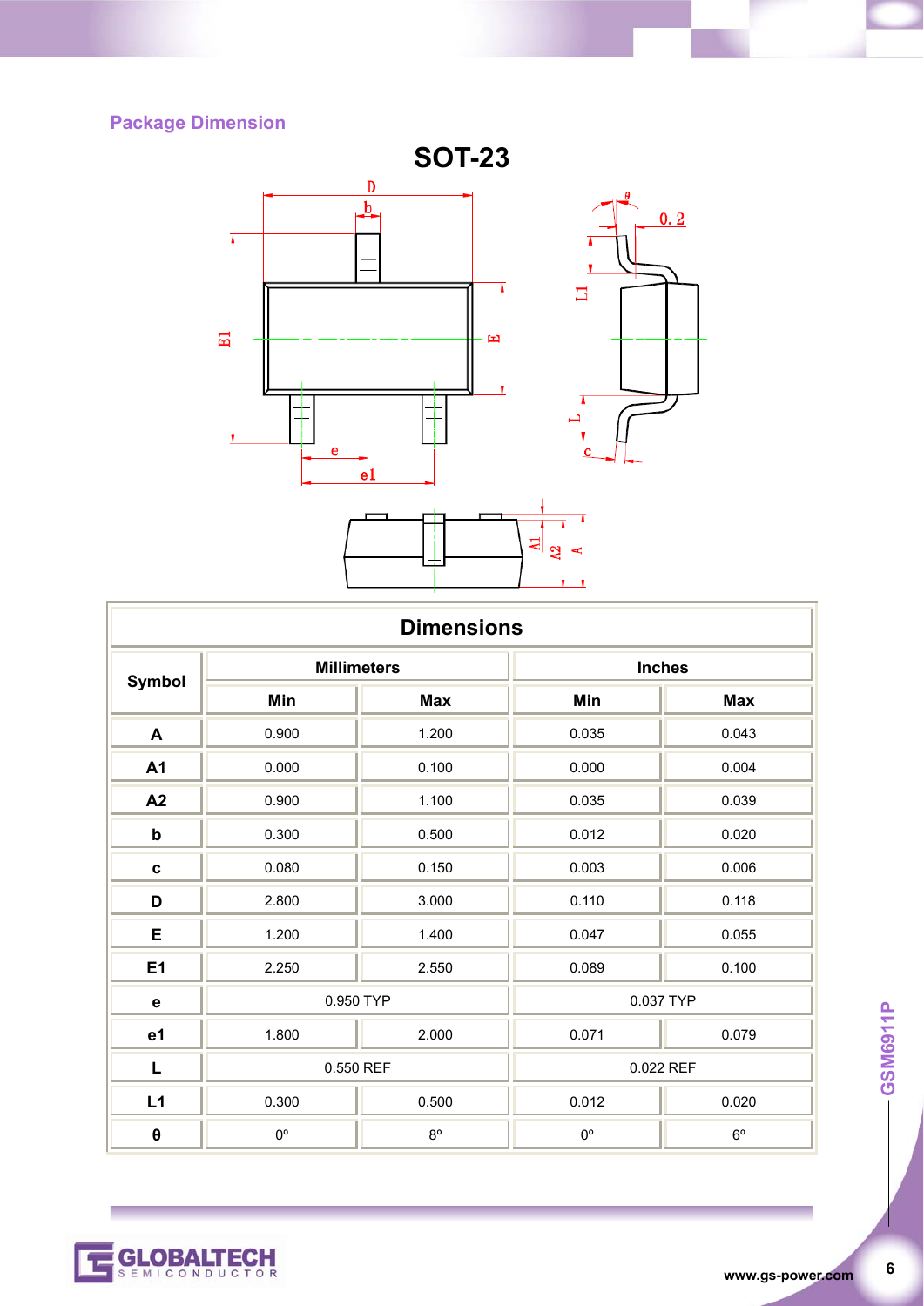## Package Dimension

### SOT-23

| Dimensions | | | | |
|---|---|---|---|---|
| Symbol | Millimeters | | Inches | |
| | Min | Max | Min | Max |
| A | 0.900 | 1.200 | 0.035 | 0.043 |
| A1 | 0.000 | 0.100 | 0.000 | 0.004 |
| A2 | 0.900 | 1.100 | 0.035 | 0.039 |
| b | 0.300 | 0.500 | 0.012 | 0.020 |
| c | 0.080 | 0.150 | 0.003 | 0.006 |
| D | 2.800 | 3.000 | 0.110 | 0.118 |
| E | 1.200 | 1.400 | 0.047 | 0.055 |
| E1 | 2.250 | 2.550 | 0.089 | 0.100 |
| e | 0.950 TYP | | 0.037 TYP | |
| e1 | 1.800 | 2.000 | 0.071 | 0.079 |
| L | 0.550 REF | | 0.022 REF | |
| L1 | 0.300 | 0.500 | 0.012 | 0.020 |
| θ | 0° | 8° | 0° | 6° |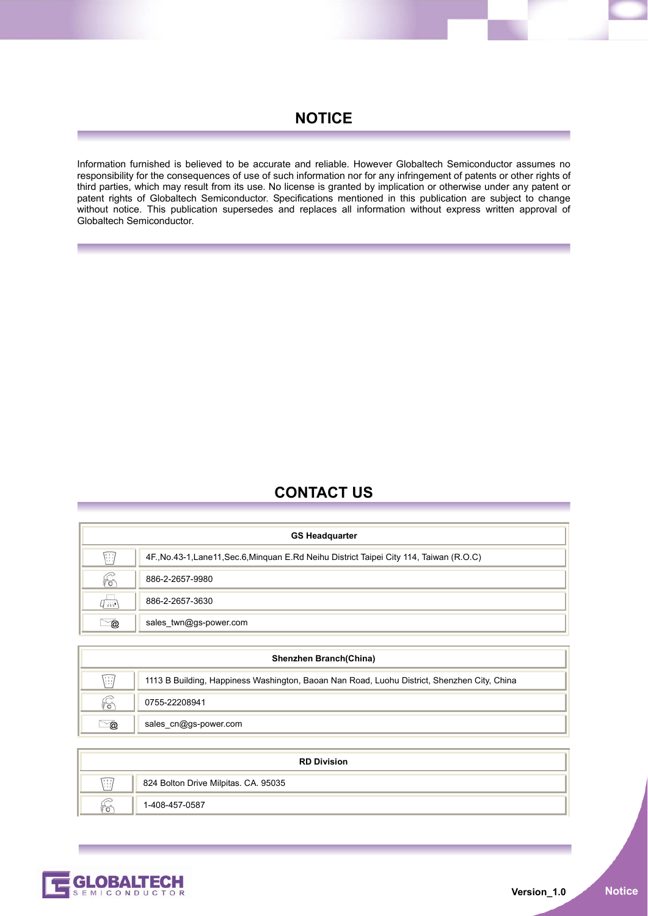# NOTICE

Information furnished is believed to be accurate and reliable. However Globaltech Semiconductor assumes no responsibility for the consequences of use of such information nor for any infringement of patents or other rights of third parties, which may result from its use. No license is granted by implication or otherwise under any patent or patent rights of Globaltech Semiconductor. Specifications mentioned in this publication are subject to change without notice. This publication supersedes and replaces all information without express written approval of Globaltech Semiconductor.

# CONTACT US

| GS Headquarter | |
|---|---|
| Address | 4F.,No.43-1,Lane11,Sec.6,Minquan E.Rd Neihu District Taipei City 114, Taiwan (R.O.C) |
| Phone | 886-2-2657-9980 |
| Fax | 886-2-2657-3630 |
| Email | sales_twn@gs-power.com |

| Shenzhen Branch(China) | |
|---|---|
| Address | 1113 B Building, Happiness Washington, Baoan Nan Road, Luohu District, Shenzhen City, China |
| Phone | 0755-22208941 |
| Email | sales_cn@gs-power.com |

| RD Division | |
|---|---|
| Address | 824 Bolton Drive Milpitas. CA. 95035 |
| Phone | 1-408-457-0587 |

Version_1.0